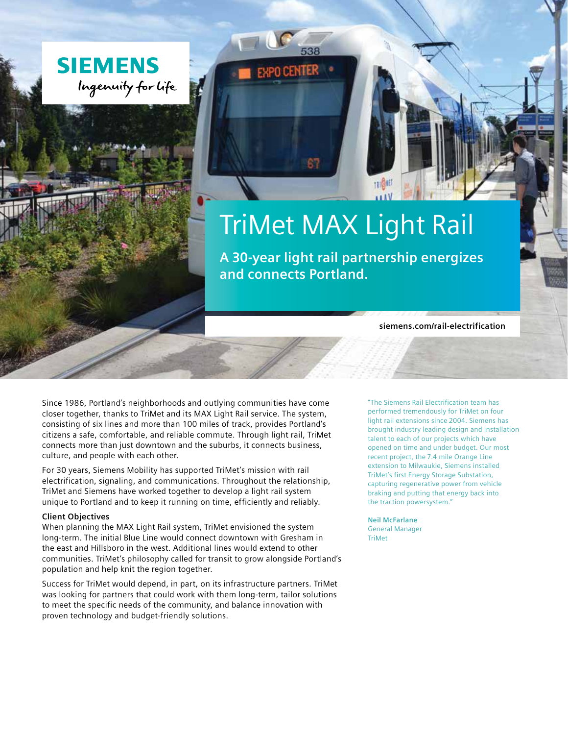SIEMENS

*Ingenuity for life*

# TriMet MAX Light Rail

**A 30-year light rail partnership energizes and connects Portland.**

**siemens.com/rail-electrification**

Since 1986, Portland's neighborhoods and outlying communities have come closer together, thanks to TriMet and its MAX Light Rail service. The system, consisting of six lines and more than 100 miles of track, provides Portland's citizens a safe, comfortable, and reliable commute. Through light rail, TriMet connects more than just downtown and the suburbs, it connects business, culture, and people with each other.

For 30 years, Siemens Mobility has supported TriMet's mission with rail electrification, signaling, and communications. Throughout the relationship, TriMet and Siemens have worked together to develop a light rail system unique to Portland and to keep it running on time, efficiently and reliably.

**Client Objectives**

When planning the MAX Light Rail system, TriMet envisioned the system long-term. The initial Blue Line would connect downtown with Gresham in the east and Hillsboro in the west. Additional lines would extend to other communities. TriMet's philosophy called for transit to grow alongside Portland's population and help knit the region together.

Success for TriMet would depend, in part, on its infrastructure partners. TriMet was looking for partners that could work with them long-term, tailor solutions to meet the specific needs of the community, and balance innovation with proven technology and budget-friendly solutions.

"The Siemens Rail Electrification team has performed tremendously for TriMet on four light rail extensions since 2004. Siemens has brought industry leading design and installation talent to each of our projects which have opened on time and under budget. Our most recent project, the 7.4 mile Orange Line extension to Milwaukie, Siemens installed TriMet's first Energy Storage Substation, capturing regenerative power from vehicle braking and putting that energy back into the traction powersystem."

**Neil McFarlane**
General Manager
TriMet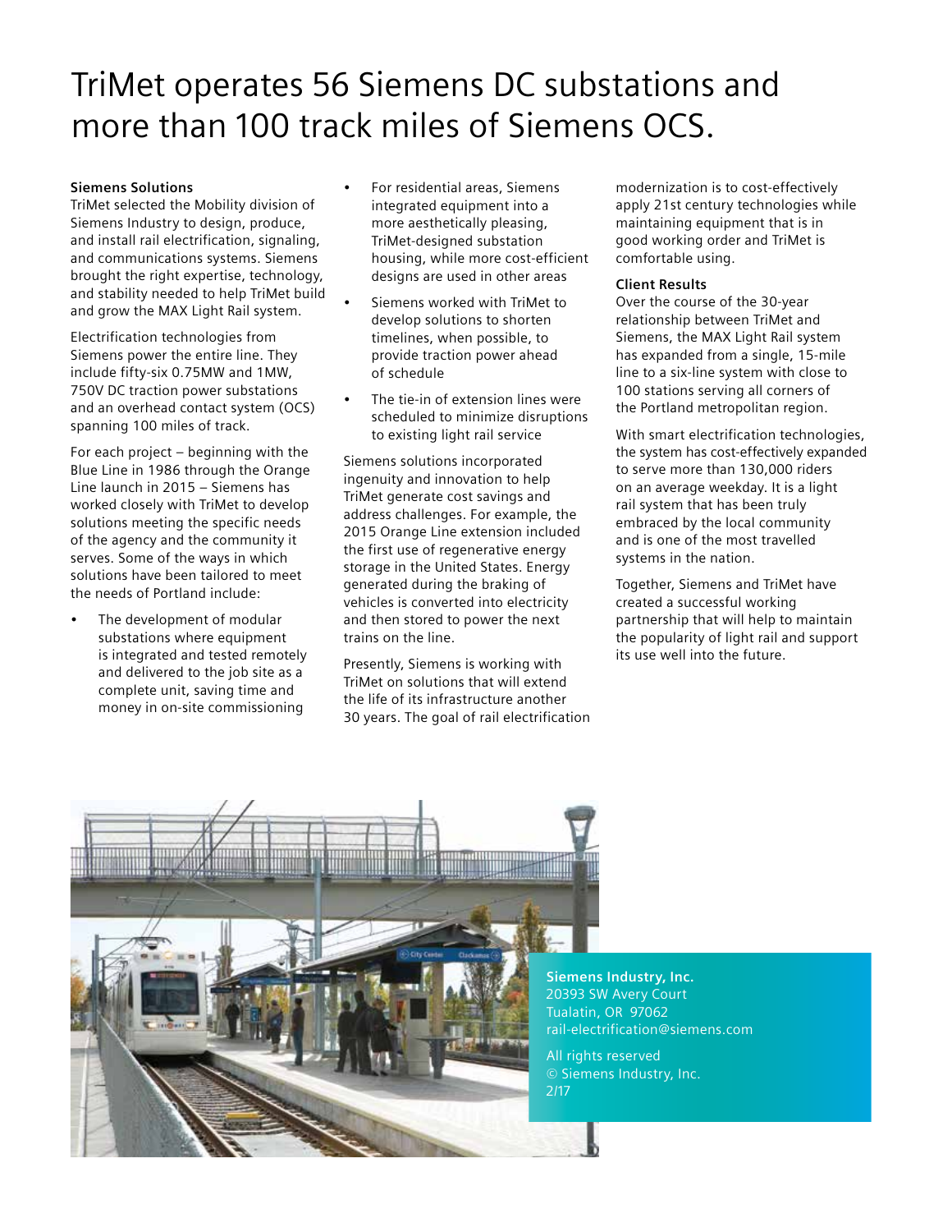# TriMet operates 56 Siemens DC substations and more than 100 track miles of Siemens OCS.

**Siemens Solutions**

TriMet selected the Mobility division of Siemens Industry to design, produce, and install rail electrification, signaling, and communications systems. Siemens brought the right expertise, technology, and stability needed to help TriMet build and grow the MAX Light Rail system.

Electrification technologies from Siemens power the entire line. They include fifty-six 0.75MW and 1MW, 750V DC traction power substations and an overhead contact system (OCS) spanning 100 miles of track.

For each project – beginning with the Blue Line in 1986 through the Orange Line launch in 2015 – Siemens has worked closely with TriMet to develop solutions meeting the specific needs of the agency and the community it serves. Some of the ways in which solutions have been tailored to meet the needs of Portland include:

- The development of modular substations where equipment is integrated and tested remotely and delivered to the job site as a complete unit, saving time and money in on-site commissioning
- For residential areas, Siemens integrated equipment into a more aesthetically pleasing, TriMet-designed substation housing, while more cost-efficient designs are used in other areas
- Siemens worked with TriMet to develop solutions to shorten timelines, when possible, to provide traction power ahead of schedule
- The tie-in of extension lines were scheduled to minimize disruptions to existing light rail service

Siemens solutions incorporated ingenuity and innovation to help TriMet generate cost savings and address challenges. For example, the 2015 Orange Line extension included the first use of regenerative energy storage in the United States. Energy generated during the braking of vehicles is converted into electricity and then stored to power the next trains on the line.

Presently, Siemens is working with TriMet on solutions that will extend the life of its infrastructure another 30 years. The goal of rail electrification modernization is to cost-effectively apply 21st century technologies while maintaining equipment that is in good working order and TriMet is comfortable using.

**Client Results**

Over the course of the 30-year relationship between TriMet and Siemens, the MAX Light Rail system has expanded from a single, 15-mile line to a six-line system with close to 100 stations serving all corners of the Portland metropolitan region.

With smart electrification technologies, the system has cost-effectively expanded to serve more than 130,000 riders on an average weekday. It is a light rail system that has been truly embraced by the local community and is one of the most travelled systems in the nation.

Together, Siemens and TriMet have created a successful working partnership that will help to maintain the popularity of light rail and support its use well into the future.

**Siemens Industry, Inc.**
20393 SW Avery Court
Tualatin, OR 97062
rail-electrification@siemens.com

All rights reserved
© Siemens Industry, Inc.
2/17